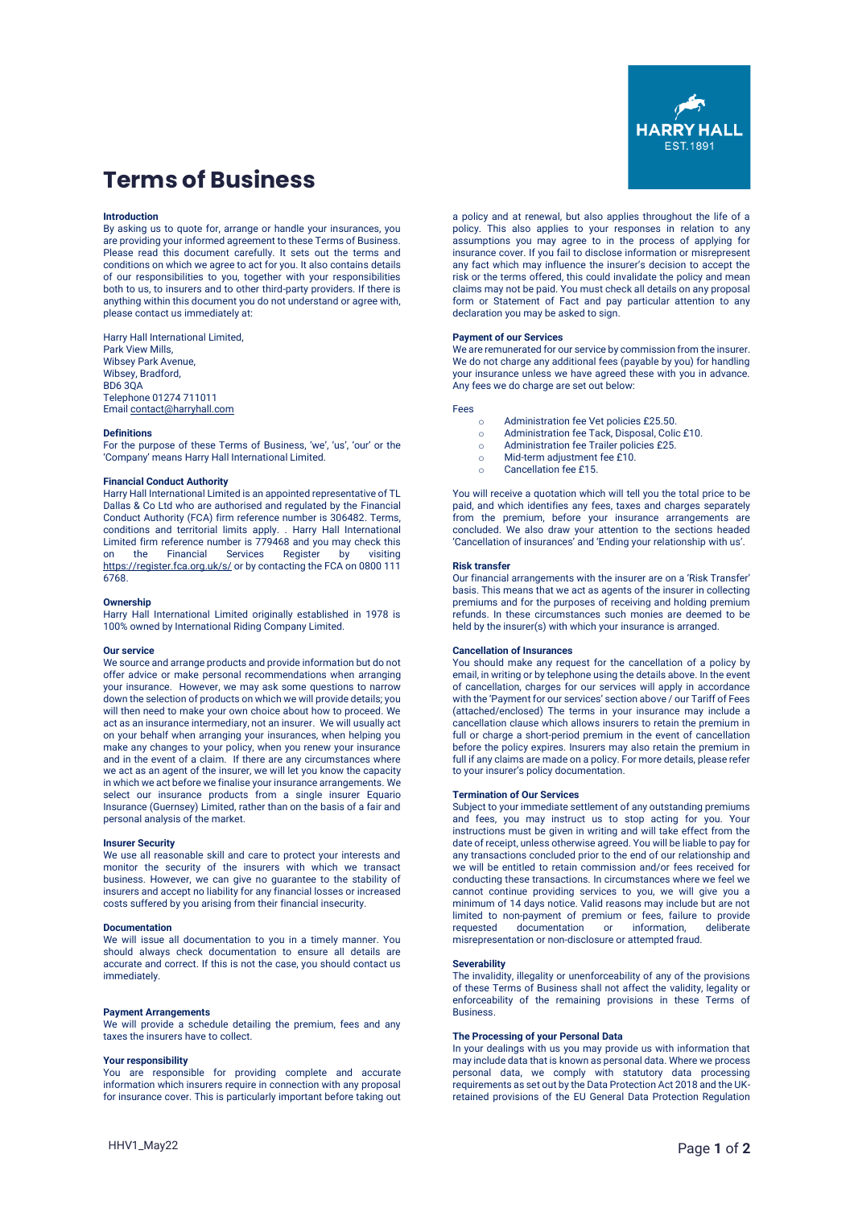HARRY HALL
EST.1891

# Terms of Business

### Introduction

By asking us to quote for, arrange or handle your insurances, you are providing your informed agreement to these Terms of Business. Please read this document carefully. It sets out the terms and conditions on which we agree to act for you. It also contains details of our responsibilities to you, together with your responsibilities both to us, to insurers and to other third-party providers. If there is anything within this document you do not understand or agree with, please contact us immediately at:

Harry Hall International Limited,
Park View Mills,
Wibsey Park Avenue,
Wibsey, Bradford,
BD6 3QA
Telephone 01274 711011
Email contact@harryhall.com

### Definitions

For the purpose of these Terms of Business, 'we', 'us', 'our' or the 'Company' means Harry Hall International Limited.

### Financial Conduct Authority

Harry Hall International Limited is an appointed representative of TL Dallas & Co Ltd who are authorised and regulated by the Financial Conduct Authority (FCA) firm reference number is 306482. Terms, conditions and territorial limits apply. . Harry Hall International Limited firm reference number is 779468 and you may check this on the Financial Services Register by visiting https://register.fca.org.uk/s/ or by contacting the FCA on 0800 111 6768.

### Ownership

Harry Hall International Limited originally established in 1978 is 100% owned by International Riding Company Limited.

### Our service

We source and arrange products and provide information but do not offer advice or make personal recommendations when arranging your insurance. However, we may ask some questions to narrow down the selection of products on which we will provide details; you will then need to make your own choice about how to proceed. We act as an insurance intermediary, not an insurer. We will usually act on your behalf when arranging your insurances, when helping you make any changes to your policy, when you renew your insurance and in the event of a claim. If there are any circumstances where we act as an agent of the insurer, we will let you know the capacity in which we act before we finalise your insurance arrangements. We select our insurance products from a single insurer Equario Insurance (Guernsey) Limited, rather than on the basis of a fair and personal analysis of the market.

### Insurer Security

We use all reasonable skill and care to protect your interests and monitor the security of the insurers with which we transact business. However, we can give no guarantee to the stability of insurers and accept no liability for any financial losses or increased costs suffered by you arising from their financial insecurity.

### Documentation

We will issue all documentation to you in a timely manner. You should always check documentation to ensure all details are accurate and correct. If this is not the case, you should contact us immediately.

### Payment Arrangements

We will provide a schedule detailing the premium, fees and any taxes the insurers have to collect.

### Your responsibility

You are responsible for providing complete and accurate information which insurers require in connection with any proposal for insurance cover. This is particularly important before taking out a policy and at renewal, but also applies throughout the life of a policy. This also applies to your responses in relation to any assumptions you may agree to in the process of applying for insurance cover. If you fail to disclose information or misrepresent any fact which may influence the insurer's decision to accept the risk or the terms offered, this could invalidate the policy and mean claims may not be paid. You must check all details on any proposal form or Statement of Fact and pay particular attention to any declaration you may be asked to sign.

### Payment of our Services

We are remunerated for our service by commission from the insurer. We do not charge any additional fees (payable by you) for handling your insurance unless we have agreed these with you in advance. Any fees we do charge are set out below:

Fees

- Administration fee Vet policies £25.50.
- Administration fee Tack, Disposal, Colic £10.
- Administration fee Trailer policies £25.
- Mid-term adjustment fee £10.
- Cancellation fee £15.

You will receive a quotation which will tell you the total price to be paid, and which identifies any fees, taxes and charges separately from the premium, before your insurance arrangements are concluded. We also draw your attention to the sections headed 'Cancellation of insurances' and 'Ending your relationship with us'.

### Risk transfer

Our financial arrangements with the insurer are on a 'Risk Transfer' basis. This means that we act as agents of the insurer in collecting premiums and for the purposes of receiving and holding premium refunds. In these circumstances such monies are deemed to be held by the insurer(s) with which your insurance is arranged.

### Cancellation of Insurances

You should make any request for the cancellation of a policy by email, in writing or by telephone using the details above. In the event of cancellation, charges for our services will apply in accordance with the 'Payment for our services' section above / our Tariff of Fees (attached/enclosed) The terms in your insurance may include a cancellation clause which allows insurers to retain the premium in full or charge a short-period premium in the event of cancellation before the policy expires. Insurers may also retain the premium in full if any claims are made on a policy. For more details, please refer to your insurer's policy documentation.

### Termination of Our Services

Subject to your immediate settlement of any outstanding premiums and fees, you may instruct us to stop acting for you. Your instructions must be given in writing and will take effect from the date of receipt, unless otherwise agreed. You will be liable to pay for any transactions concluded prior to the end of our relationship and we will be entitled to retain commission and/or fees received for conducting these transactions. In circumstances where we feel we cannot continue providing services to you, we will give you a minimum of 14 days notice. Valid reasons may include but are not limited to non-payment of premium or fees, failure to provide requested documentation or information, deliberate misrepresentation or non-disclosure or attempted fraud.

### Severability

The invalidity, illegality or unenforceability of any of the provisions of these Terms of Business shall not affect the validity, legality or enforceability of the remaining provisions in these Terms of Business.

### The Processing of your Personal Data

In your dealings with us you may provide us with information that may include data that is known as personal data. Where we process personal data, we comply with statutory data processing requirements as set out by the Data Protection Act 2018 and the UK-retained provisions of the EU General Data Protection Regulation

HHV1_May22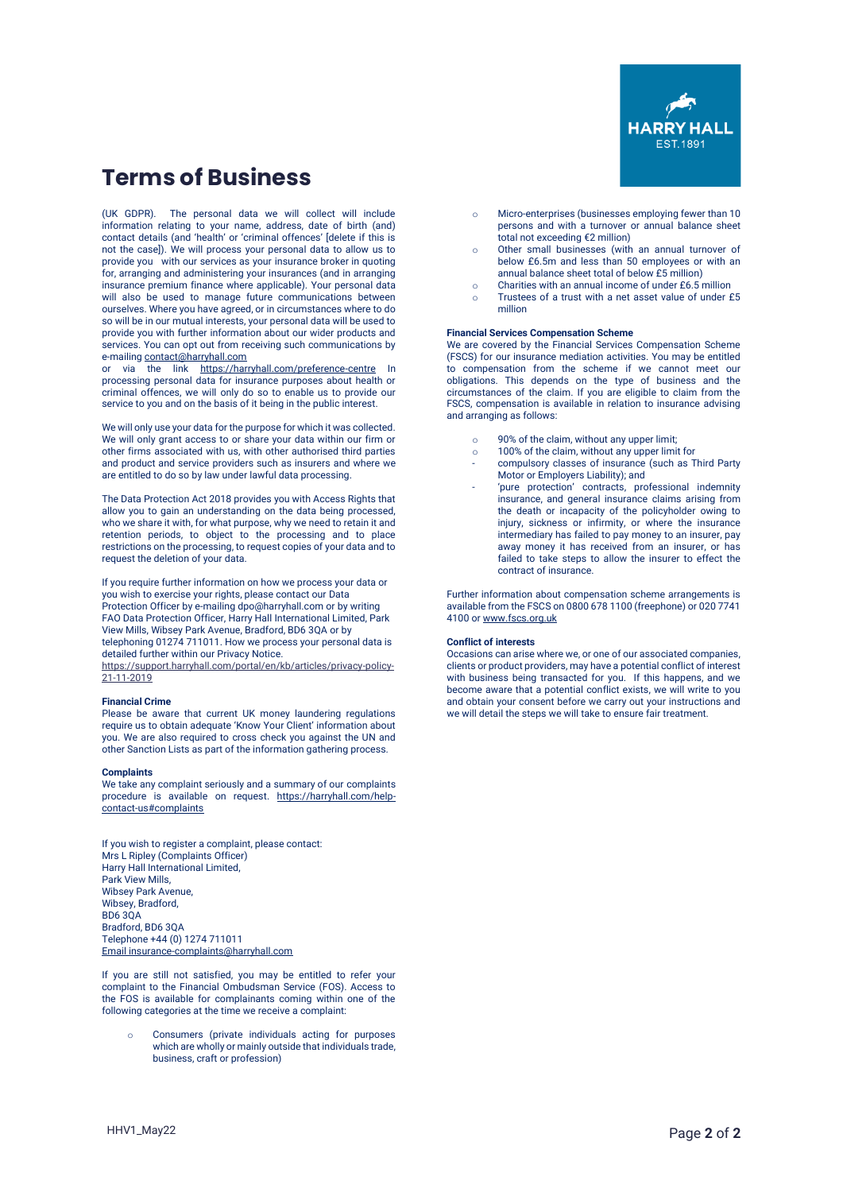# Terms of Business

(UK GDPR). The personal data we will collect will include information relating to your name, address, date of birth (and) contact details (and 'health' or 'criminal offences' [delete if this is not the case]). We will process your personal data to allow us to provide you with our services as your insurance broker in quoting for, arranging and administering your insurances (and in arranging insurance premium finance where applicable). Your personal data will also be used to manage future communications between ourselves. Where you have agreed, or in circumstances where to do so will be in our mutual interests, your personal data will be used to provide you with further information about our wider products and services. You can opt out from receiving such communications by e-mailing contact@harryhall.com or via the link https://harryhall.com/preference-centre In processing personal data for insurance purposes about health or criminal offences, we will only do so to enable us to provide our service to you and on the basis of it being in the public interest.

We will only use your data for the purpose for which it was collected. We will only grant access to or share your data within our firm or other firms associated with us, with other authorised third parties and product and service providers such as insurers and where we are entitled to do so by law under lawful data processing.

The Data Protection Act 2018 provides you with Access Rights that allow you to gain an understanding on the data being processed, who we share it with, for what purpose, why we need to retain it and retention periods, to object to the processing and to place restrictions on the processing, to request copies of your data and to request the deletion of your data.

If you require further information on how we process your data or you wish to exercise your rights, please contact our Data Protection Officer by e-mailing dpo@harryhall.com or by writing FAO Data Protection Officer, Harry Hall International Limited, Park View Mills, Wibsey Park Avenue, Bradford, BD6 3QA or by telephoning 01274 711011. How we process your personal data is detailed further within our Privacy Notice.
https://support.harryhall.com/portal/en/kb/articles/privacy-policy-21-11-2019

**Financial Crime**

Please be aware that current UK money laundering regulations require us to obtain adequate 'Know Your Client' information about you. We are also required to cross check you against the UN and other Sanction Lists as part of the information gathering process.

**Complaints**

We take any complaint seriously and a summary of our complaints procedure is available on request. https://harryhall.com/help-contact-us#complaints

If you wish to register a complaint, please contact:
Mrs L Ripley (Complaints Officer)
Harry Hall International Limited,
Park View Mills,
Wibsey Park Avenue,
Wibsey, Bradford,
BD6 3QA
Bradford, BD6 3QA
Telephone +44 (0) 1274 711011
Email insurance-complaints@harryhall.com

If you are still not satisfied, you may be entitled to refer your complaint to the Financial Ombudsman Service (FOS). Access to the FOS is available for complainants coming within one of the following categories at the time we receive a complaint:

- Consumers (private individuals acting for purposes which are wholly or mainly outside that individuals trade, business, craft or profession)
- Micro-enterprises (businesses employing fewer than 10 persons and with a turnover or annual balance sheet total not exceeding €2 million)
- Other small businesses (with an annual turnover of below £6.5m and less than 50 employees or with an annual balance sheet total of below £5 million)
- Charities with an annual income of under £6.5 million
- Trustees of a trust with a net asset value of under £5 million

**Financial Services Compensation Scheme**

We are covered by the Financial Services Compensation Scheme (FSCS) for our insurance mediation activities. You may be entitled to compensation from the scheme if we cannot meet our obligations. This depends on the type of business and the circumstances of the claim. If you are eligible to claim from the FSCS, compensation is available in relation to insurance advising and arranging as follows:

- 90% of the claim, without any upper limit;
- 100% of the claim, without any upper limit for
  - compulsory classes of insurance (such as Third Party Motor or Employers Liability); and
  - 'pure protection' contracts, professional indemnity insurance, and general insurance claims arising from the death or incapacity of the policyholder owing to injury, sickness or infirmity, or where the insurance intermediary has failed to pay money to an insurer, pay away money it has received from an insurer, or has failed to take steps to allow the insurer to effect the contract of insurance.

Further information about compensation scheme arrangements is available from the FSCS on 0800 678 1100 (freephone) or 020 7741 4100 or www.fscs.org.uk

**Conflict of interests**

Occasions can arise where we, or one of our associated companies, clients or product providers, may have a potential conflict of interest with business being transacted for you. If this happens, and we become aware that a potential conflict exists, we will write to you and obtain your consent before we carry out your instructions and we will detail the steps we will take to ensure fair treatment.

HHV1_May22